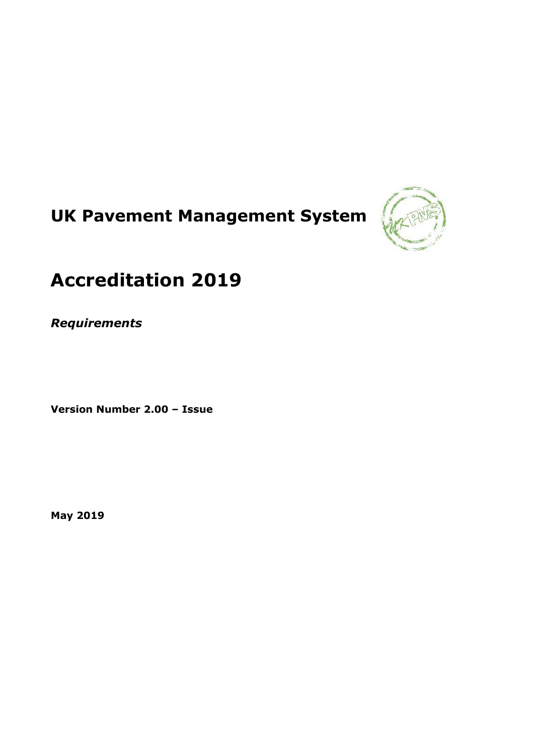# UK Pavement Management System

# Accreditation 2019

***Requirements***

**Version Number 2.00 – Issue**

**May 2019**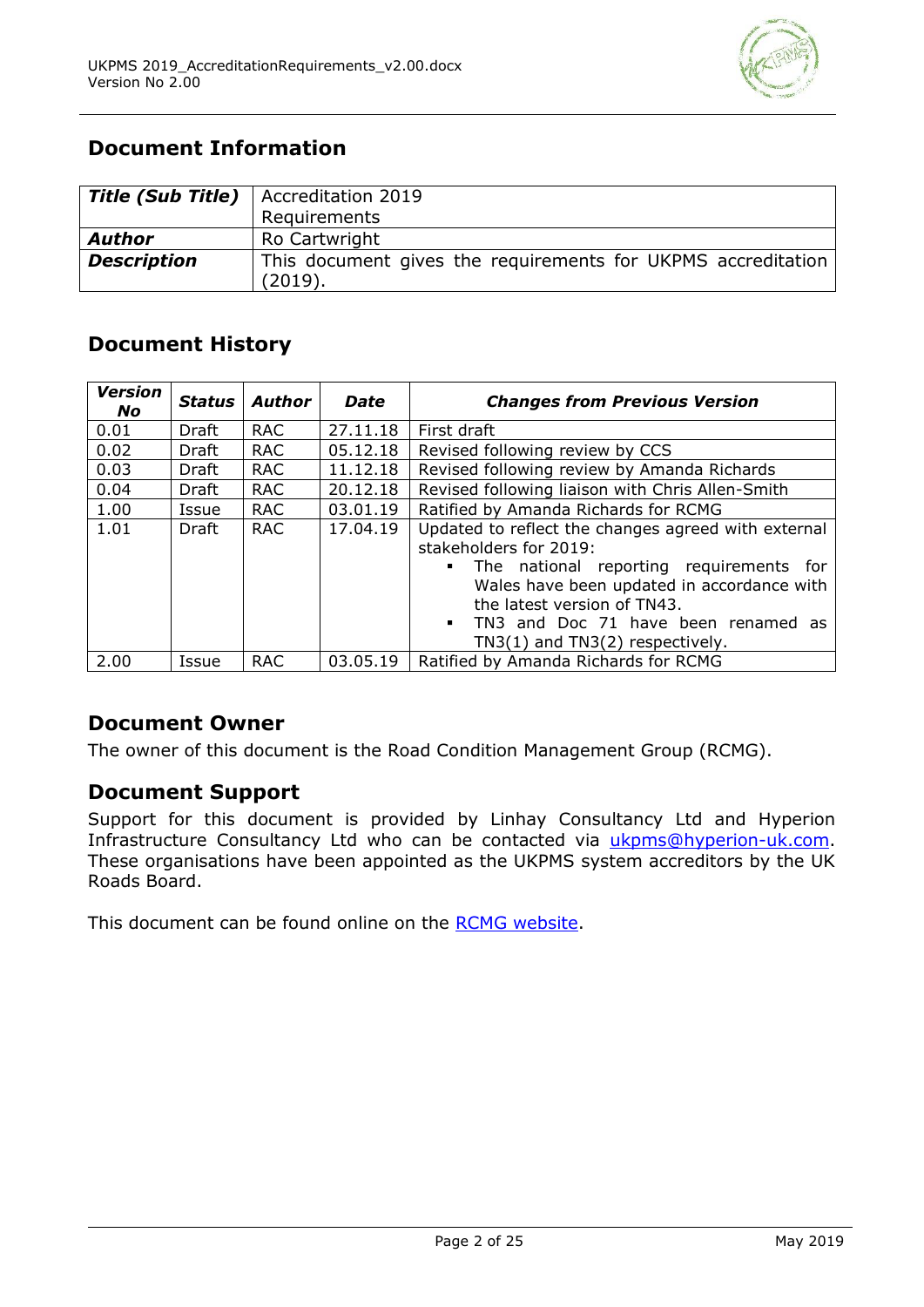## Document Information

| **Title (Sub Title)** | Accreditation 2019<br>Requirements |
|---|---|
| **Author** | Ro Cartwright |
| **Description** | This document gives the requirements for UKPMS accreditation (2019). |

## Document History

| Version No | Status | Author | Date | Changes from Previous Version |
|---|---|---|---|---|
| 0.01 | Draft | RAC | 27.11.18 | First draft |
| 0.02 | Draft | RAC | 05.12.18 | Revised following review by CCS |
| 0.03 | Draft | RAC | 11.12.18 | Revised following review by Amanda Richards |
| 0.04 | Draft | RAC | 20.12.18 | Revised following liaison with Chris Allen-Smith |
| 1.00 | Issue | RAC | 03.01.19 | Ratified by Amanda Richards for RCMG |
| 1.01 | Draft | RAC | 17.04.19 | Updated to reflect the changes agreed with external stakeholders for 2019:<br>▪ The national reporting requirements for Wales have been updated in accordance with the latest version of TN43.<br>▪ TN3 and Doc 71 have been renamed as TN3(1) and TN3(2) respectively. |
| 2.00 | Issue | RAC | 03.05.19 | Ratified by Amanda Richards for RCMG |

## Document Owner

The owner of this document is the Road Condition Management Group (RCMG).

## Document Support

Support for this document is provided by Linhay Consultancy Ltd and Hyperion Infrastructure Consultancy Ltd who can be contacted via ukpms@hyperion-uk.com. These organisations have been appointed as the UKPMS system accreditors by the UK Roads Board.

This document can be found online on the RCMG website.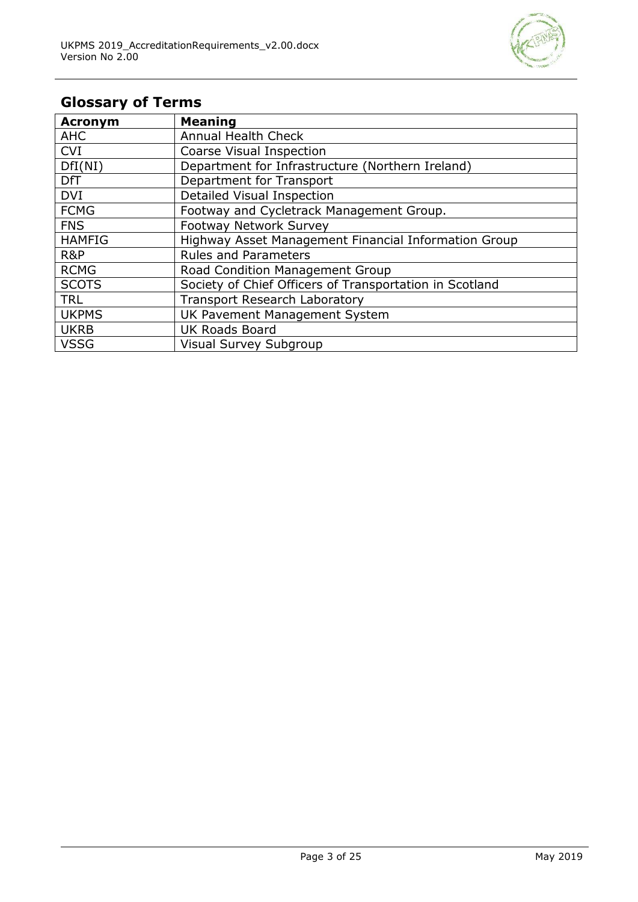## Glossary of Terms

| Acronym | Meaning |
|---|---|
| AHC | Annual Health Check |
| CVI | Coarse Visual Inspection |
| DfI(NI) | Department for Infrastructure (Northern Ireland) |
| DfT | Department for Transport |
| DVI | Detailed Visual Inspection |
| FCMG | Footway and Cycletrack Management Group. |
| FNS | Footway Network Survey |
| HAMFIG | Highway Asset Management Financial Information Group |
| R&P | Rules and Parameters |
| RCMG | Road Condition Management Group |
| SCOTS | Society of Chief Officers of Transportation in Scotland |
| TRL | Transport Research Laboratory |
| UKPMS | UK Pavement Management System |
| UKRB | UK Roads Board |
| VSSG | Visual Survey Subgroup |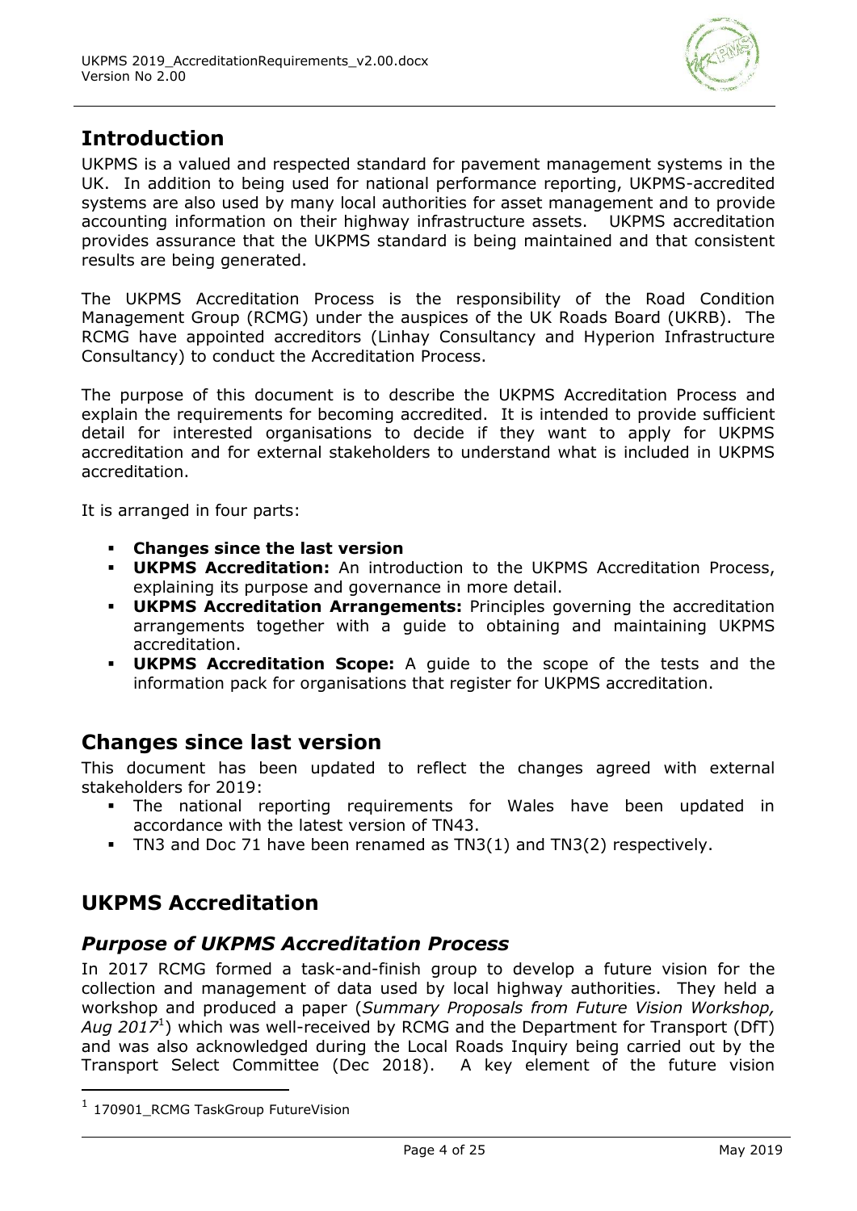## Introduction

UKPMS is a valued and respected standard for pavement management systems in the UK. In addition to being used for national performance reporting, UKPMS-accredited systems are also used by many local authorities for asset management and to provide accounting information on their highway infrastructure assets. UKPMS accreditation provides assurance that the UKPMS standard is being maintained and that consistent results are being generated.

The UKPMS Accreditation Process is the responsibility of the Road Condition Management Group (RCMG) under the auspices of the UK Roads Board (UKRB). The RCMG have appointed accreditors (Linhay Consultancy and Hyperion Infrastructure Consultancy) to conduct the Accreditation Process.

The purpose of this document is to describe the UKPMS Accreditation Process and explain the requirements for becoming accredited. It is intended to provide sufficient detail for interested organisations to decide if they want to apply for UKPMS accreditation and for external stakeholders to understand what is included in UKPMS accreditation.

It is arranged in four parts:

- **Changes since the last version**
- **UKPMS Accreditation:** An introduction to the UKPMS Accreditation Process, explaining its purpose and governance in more detail.
- **UKPMS Accreditation Arrangements:** Principles governing the accreditation arrangements together with a guide to obtaining and maintaining UKPMS accreditation.
- **UKPMS Accreditation Scope:** A guide to the scope of the tests and the information pack for organisations that register for UKPMS accreditation.

## Changes since last version

This document has been updated to reflect the changes agreed with external stakeholders for 2019:

- The national reporting requirements for Wales have been updated in accordance with the latest version of TN43.
- TN3 and Doc 71 have been renamed as TN3(1) and TN3(2) respectively.

## UKPMS Accreditation

### *Purpose of UKPMS Accreditation Process*

In 2017 RCMG formed a task-and-finish group to develop a future vision for the collection and management of data used by local highway authorities. They held a workshop and produced a paper (*Summary Proposals from Future Vision Workshop, Aug 2017*[1]) which was well-received by RCMG and the Department for Transport (DfT) and was also acknowledged during the Local Roads Inquiry being carried out by the Transport Select Committee (Dec 2018). A key element of the future vision

[1] 170901_RCMG TaskGroup FutureVision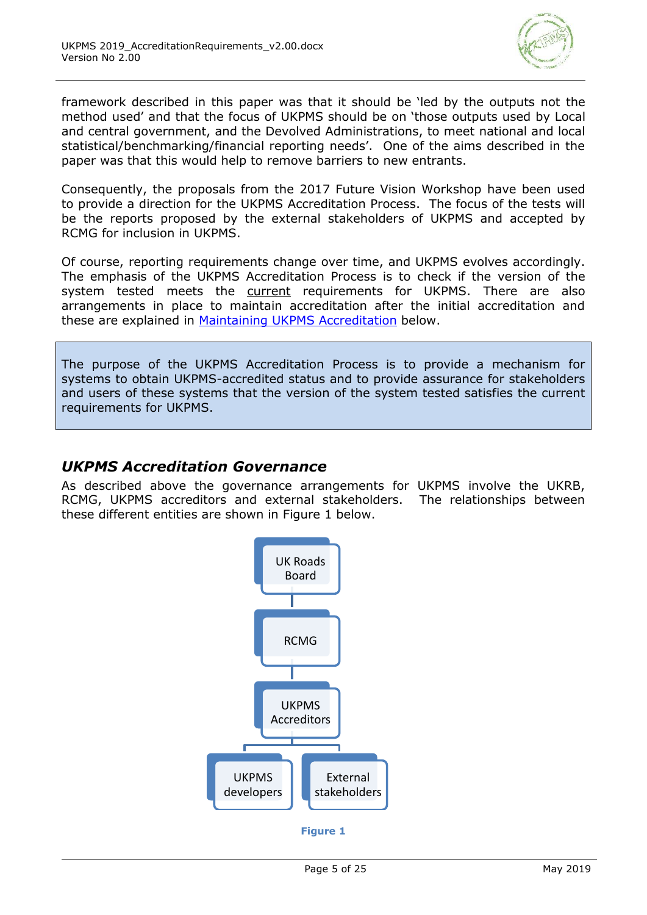framework described in this paper was that it should be 'led by the outputs not the method used' and that the focus of UKPMS should be on 'those outputs used by Local and central government, and the Devolved Administrations, to meet national and local statistical/benchmarking/financial reporting needs'. One of the aims described in the paper was that this would help to remove barriers to new entrants.

Consequently, the proposals from the 2017 Future Vision Workshop have been used to provide a direction for the UKPMS Accreditation Process. The focus of the tests will be the reports proposed by the external stakeholders of UKPMS and accepted by RCMG for inclusion in UKPMS.

Of course, reporting requirements change over time, and UKPMS evolves accordingly. The emphasis of the UKPMS Accreditation Process is to check if the version of the system tested meets the current requirements for UKPMS. There are also arrangements in place to maintain accreditation after the initial accreditation and these are explained in Maintaining UKPMS Accreditation below.

> The purpose of the UKPMS Accreditation Process is to provide a mechanism for systems to obtain UKPMS-accredited status and to provide assurance for stakeholders and users of these systems that the version of the system tested satisfies the current requirements for UKPMS.

## *UKPMS Accreditation Governance*

As described above the governance arrangements for UKPMS involve the UKRB, RCMG, UKPMS accreditors and external stakeholders. The relationships between these different entities are shown in Figure 1 below.

UK Roads Board

RCMG

UKPMS Accreditors

UKPMS developers | External stakeholders

**Figure 1**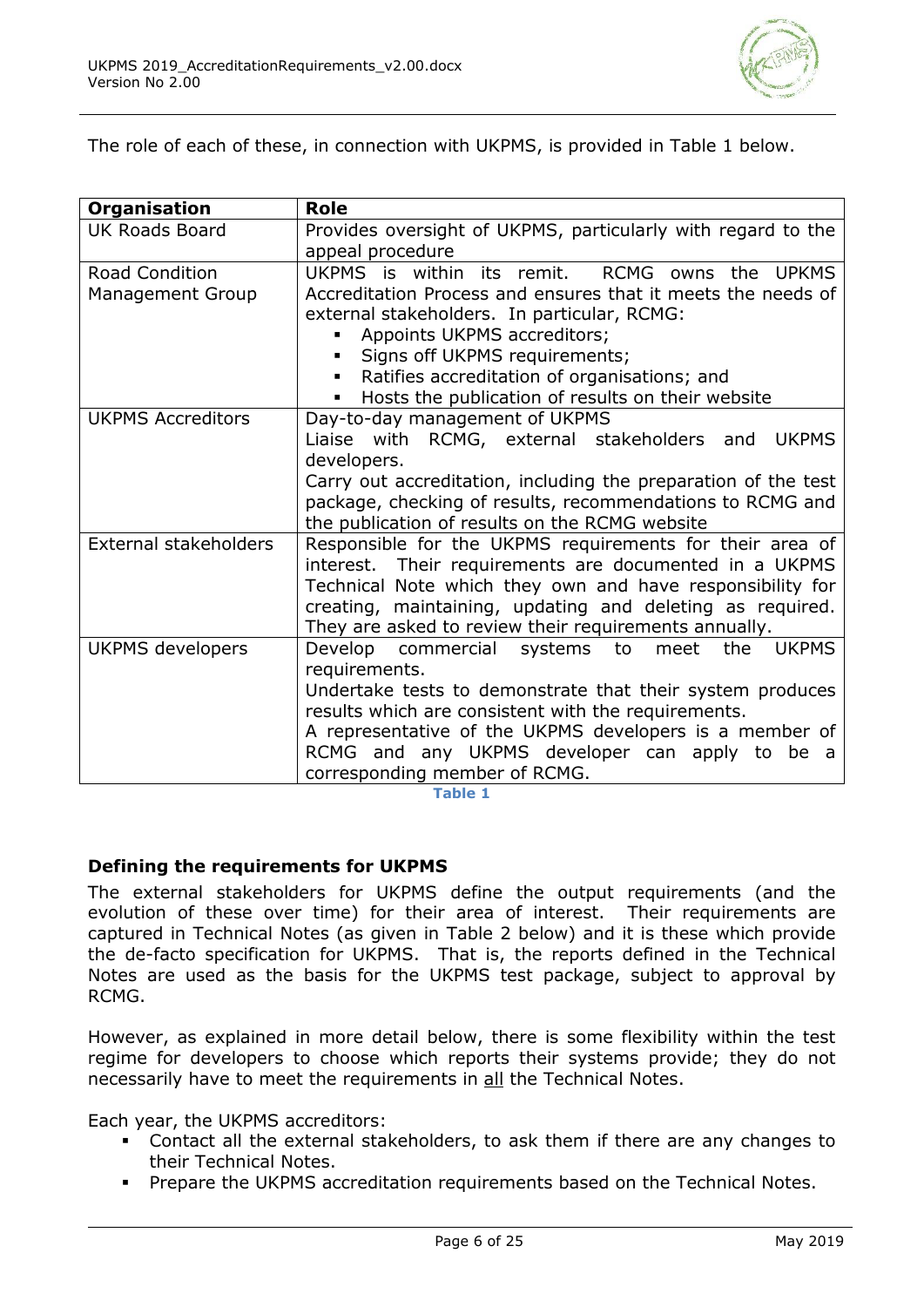The role of each of these, in connection with UKPMS, is provided in Table 1 below.

| Organisation | Role |
|---|---|
| UK Roads Board | Provides oversight of UKPMS, particularly with regard to the appeal procedure |
| Road Condition Management Group | UKPMS is within its remit. RCMG owns the UPKMS Accreditation Process and ensures that it meets the needs of external stakeholders. In particular, RCMG:<br>▪ Appoints UKPMS accreditors;<br>▪ Signs off UKPMS requirements;<br>▪ Ratifies accreditation of organisations; and<br>▪ Hosts the publication of results on their website |
| UKPMS Accreditors | Day-to-day management of UKPMS<br>Liaise with RCMG, external stakeholders and UKPMS developers.<br>Carry out accreditation, including the preparation of the test package, checking of results, recommendations to RCMG and the publication of results on the RCMG website |
| External stakeholders | Responsible for the UKPMS requirements for their area of interest. Their requirements are documented in a UKPMS Technical Note which they own and have responsibility for creating, maintaining, updating and deleting as required. They are asked to review their requirements annually. |
| UKPMS developers | Develop commercial systems to meet the UKPMS requirements.<br>Undertake tests to demonstrate that their system produces results which are consistent with the requirements.<br>A representative of the UKPMS developers is a member of RCMG and any UKPMS developer can apply to be a corresponding member of RCMG. |

**Table 1**

## Defining the requirements for UKPMS

The external stakeholders for UKPMS define the output requirements (and the evolution of these over time) for their area of interest. Their requirements are captured in Technical Notes (as given in Table 2 below) and it is these which provide the de-facto specification for UKPMS. That is, the reports defined in the Technical Notes are used as the basis for the UKPMS test package, subject to approval by RCMG.

However, as explained in more detail below, there is some flexibility within the test regime for developers to choose which reports their systems provide; they do not necessarily have to meet the requirements in all the Technical Notes.

Each year, the UKPMS accreditors:

- Contact all the external stakeholders, to ask them if there are any changes to their Technical Notes.
- Prepare the UKPMS accreditation requirements based on the Technical Notes.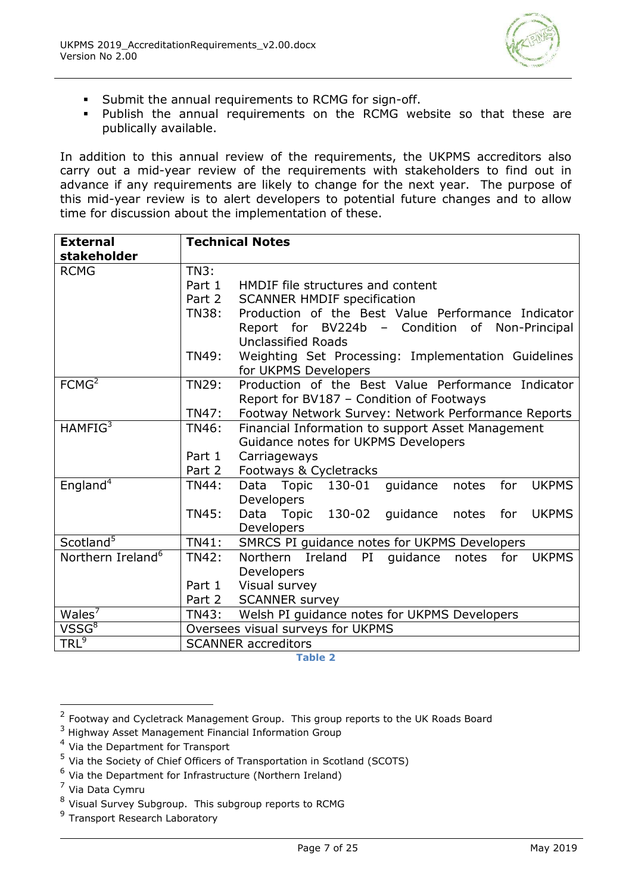- Submit the annual requirements to RCMG for sign-off.
- Publish the annual requirements on the RCMG website so that these are publically available.

In addition to this annual review of the requirements, the UKPMS accreditors also carry out a mid-year review of the requirements with stakeholders to find out in advance if any requirements are likely to change for the next year. The purpose of this mid-year review is to alert developers to potential future changes and to allow time for discussion about the implementation of these.

| External stakeholder | Technical Notes |
|---|---|
| RCMG | TN3:<br>Part 1 HMDIF file structures and content<br>Part 2 SCANNER HMDIF specification<br>TN38: Production of the Best Value Performance Indicator Report for BV224b – Condition of Non-Principal Unclassified Roads<br>TN49: Weighting Set Processing: Implementation Guidelines for UKPMS Developers |
| FCMG[2] | TN29: Production of the Best Value Performance Indicator Report for BV187 – Condition of Footways<br>TN47: Footway Network Survey: Network Performance Reports |
| HAMFIG[3] | TN46: Financial Information to support Asset Management Guidance notes for UKPMS Developers<br>Part 1 Carriageways<br>Part 2 Footways & Cycletracks |
| England[4] | TN44: Data Topic 130-01 guidance notes for UKPMS Developers<br>TN45: Data Topic 130-02 guidance notes for UKPMS Developers |
| Scotland[5] | TN41: SMRCS PI guidance notes for UKPMS Developers |
| Northern Ireland[6] | TN42: Northern Ireland PI guidance notes for UKPMS Developers<br>Part 1 Visual survey<br>Part 2 SCANNER survey |
| Wales[7] | TN43: Welsh PI guidance notes for UKPMS Developers |
| VSSG[8] | Oversees visual surveys for UKPMS |
| TRL[9] | SCANNER accreditors |

**Table 2**

[2] Footway and Cycletrack Management Group. This group reports to the UK Roads Board
[3] Highway Asset Management Financial Information Group
[4] Via the Department for Transport
[5] Via the Society of Chief Officers of Transportation in Scotland (SCOTS)
[6] Via the Department for Infrastructure (Northern Ireland)
[7] Via Data Cymru
[8] Visual Survey Subgroup. This subgroup reports to RCMG
[9] Transport Research Laboratory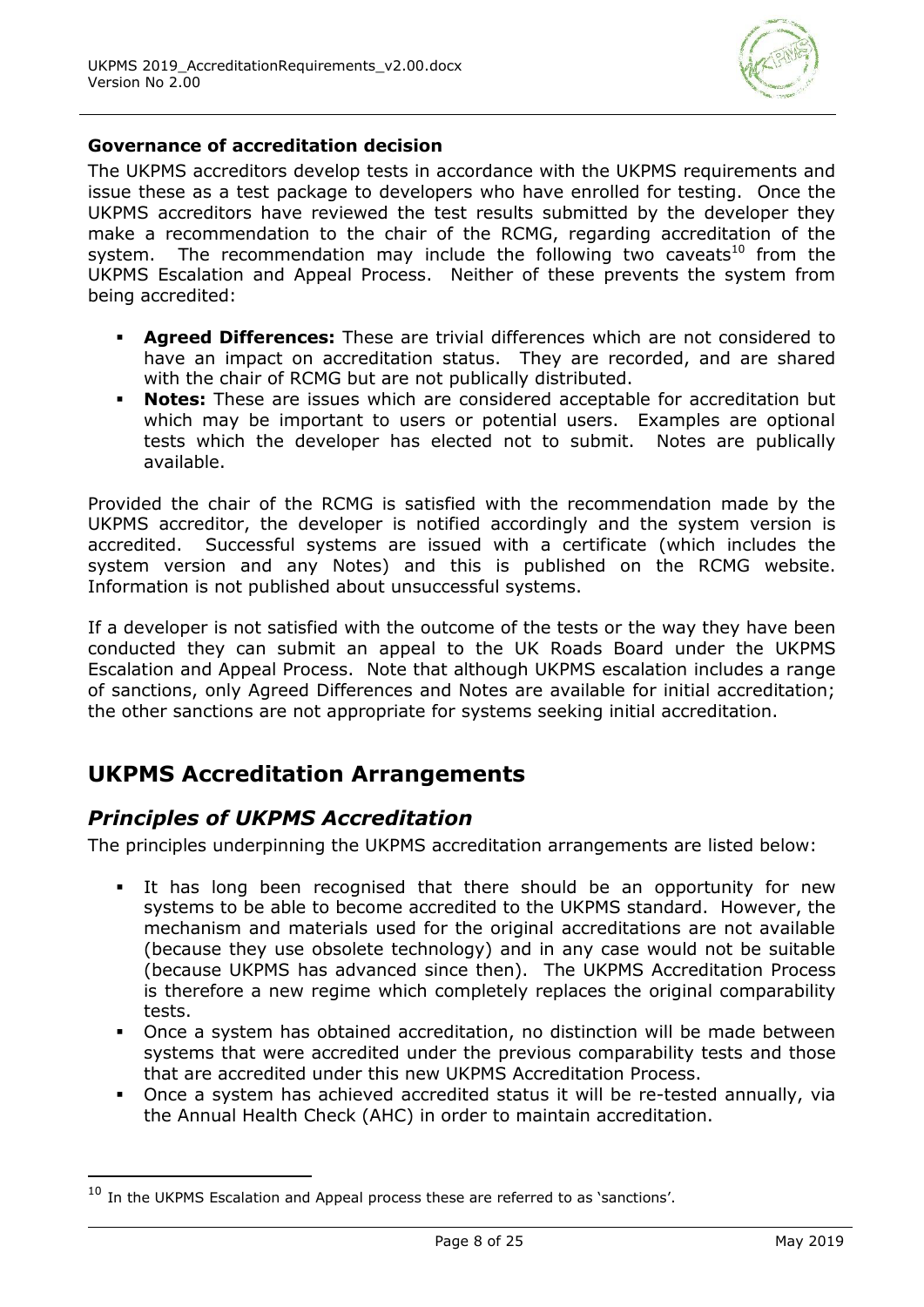#### Governance of accreditation decision

The UKPMS accreditors develop tests in accordance with the UKPMS requirements and issue these as a test package to developers who have enrolled for testing. Once the UKPMS accreditors have reviewed the test results submitted by the developer they make a recommendation to the chair of the RCMG, regarding accreditation of the system. The recommendation may include the following two caveats[10] from the UKPMS Escalation and Appeal Process. Neither of these prevents the system from being accredited:

- **Agreed Differences:** These are trivial differences which are not considered to have an impact on accreditation status. They are recorded, and are shared with the chair of RCMG but are not publically distributed.
- **Notes:** These are issues which are considered acceptable for accreditation but which may be important to users or potential users. Examples are optional tests which the developer has elected not to submit. Notes are publically available.

Provided the chair of the RCMG is satisfied with the recommendation made by the UKPMS accreditor, the developer is notified accordingly and the system version is accredited. Successful systems are issued with a certificate (which includes the system version and any Notes) and this is published on the RCMG website. Information is not published about unsuccessful systems.

If a developer is not satisfied with the outcome of the tests or the way they have been conducted they can submit an appeal to the UK Roads Board under the UKPMS Escalation and Appeal Process. Note that although UKPMS escalation includes a range of sanctions, only Agreed Differences and Notes are available for initial accreditation; the other sanctions are not appropriate for systems seeking initial accreditation.

## UKPMS Accreditation Arrangements

### *Principles of UKPMS Accreditation*

The principles underpinning the UKPMS accreditation arrangements are listed below:

- It has long been recognised that there should be an opportunity for new systems to be able to become accredited to the UKPMS standard. However, the mechanism and materials used for the original accreditations are not available (because they use obsolete technology) and in any case would not be suitable (because UKPMS has advanced since then). The UKPMS Accreditation Process is therefore a new regime which completely replaces the original comparability tests.
- Once a system has obtained accreditation, no distinction will be made between systems that were accredited under the previous comparability tests and those that are accredited under this new UKPMS Accreditation Process.
- Once a system has achieved accredited status it will be re-tested annually, via the Annual Health Check (AHC) in order to maintain accreditation.

[10] In the UKPMS Escalation and Appeal process these are referred to as 'sanctions'.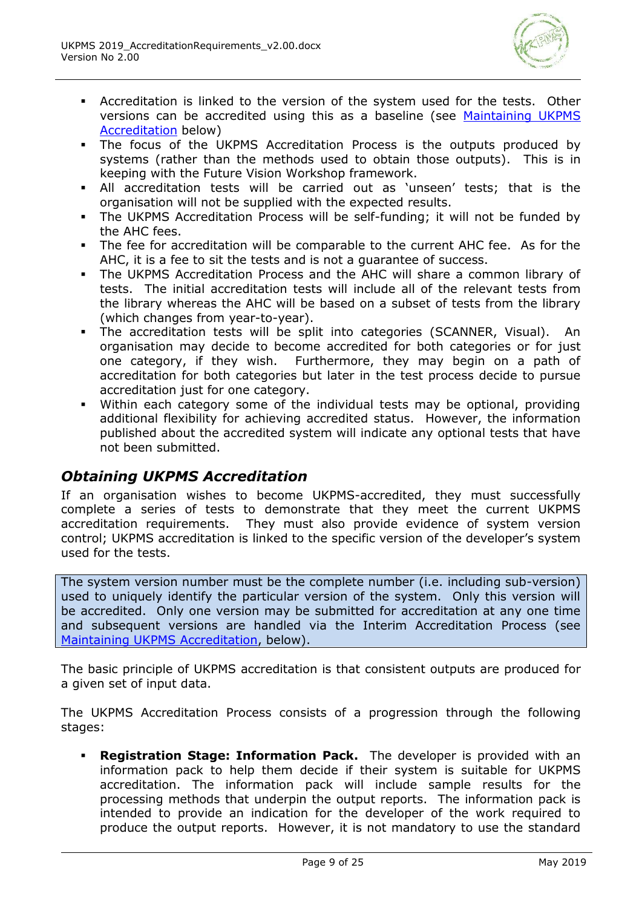- Accreditation is linked to the version of the system used for the tests. Other versions can be accredited using this as a baseline (see [Maintaining UKPMS Accreditation]() below)
- The focus of the UKPMS Accreditation Process is the outputs produced by systems (rather than the methods used to obtain those outputs). This is in keeping with the Future Vision Workshop framework.
- All accreditation tests will be carried out as 'unseen' tests; that is the organisation will not be supplied with the expected results.
- The UKPMS Accreditation Process will be self-funding; it will not be funded by the AHC fees.
- The fee for accreditation will be comparable to the current AHC fee. As for the AHC, it is a fee to sit the tests and is not a guarantee of success.
- The UKPMS Accreditation Process and the AHC will share a common library of tests. The initial accreditation tests will include all of the relevant tests from the library whereas the AHC will be based on a subset of tests from the library (which changes from year-to-year).
- The accreditation tests will be split into categories (SCANNER, Visual). An organisation may decide to become accredited for both categories or for just one category, if they wish. Furthermore, they may begin on a path of accreditation for both categories but later in the test process decide to pursue accreditation just for one category.
- Within each category some of the individual tests may be optional, providing additional flexibility for achieving accredited status. However, the information published about the accredited system will indicate any optional tests that have not been submitted.

## *Obtaining UKPMS Accreditation*

If an organisation wishes to become UKPMS-accredited, they must successfully complete a series of tests to demonstrate that they meet the current UKPMS accreditation requirements. They must also provide evidence of system version control; UKPMS accreditation is linked to the specific version of the developer's system used for the tests.

> The system version number must be the complete number (i.e. including sub-version) used to uniquely identify the particular version of the system. Only this version will be accredited. Only one version may be submitted for accreditation at any one time and subsequent versions are handled via the Interim Accreditation Process (see [Maintaining UKPMS Accreditation](), below).

The basic principle of UKPMS accreditation is that consistent outputs are produced for a given set of input data.

The UKPMS Accreditation Process consists of a progression through the following stages:

- **Registration Stage: Information Pack.** The developer is provided with an information pack to help them decide if their system is suitable for UKPMS accreditation. The information pack will include sample results for the processing methods that underpin the output reports. The information pack is intended to provide an indication for the developer of the work required to produce the output reports. However, it is not mandatory to use the standard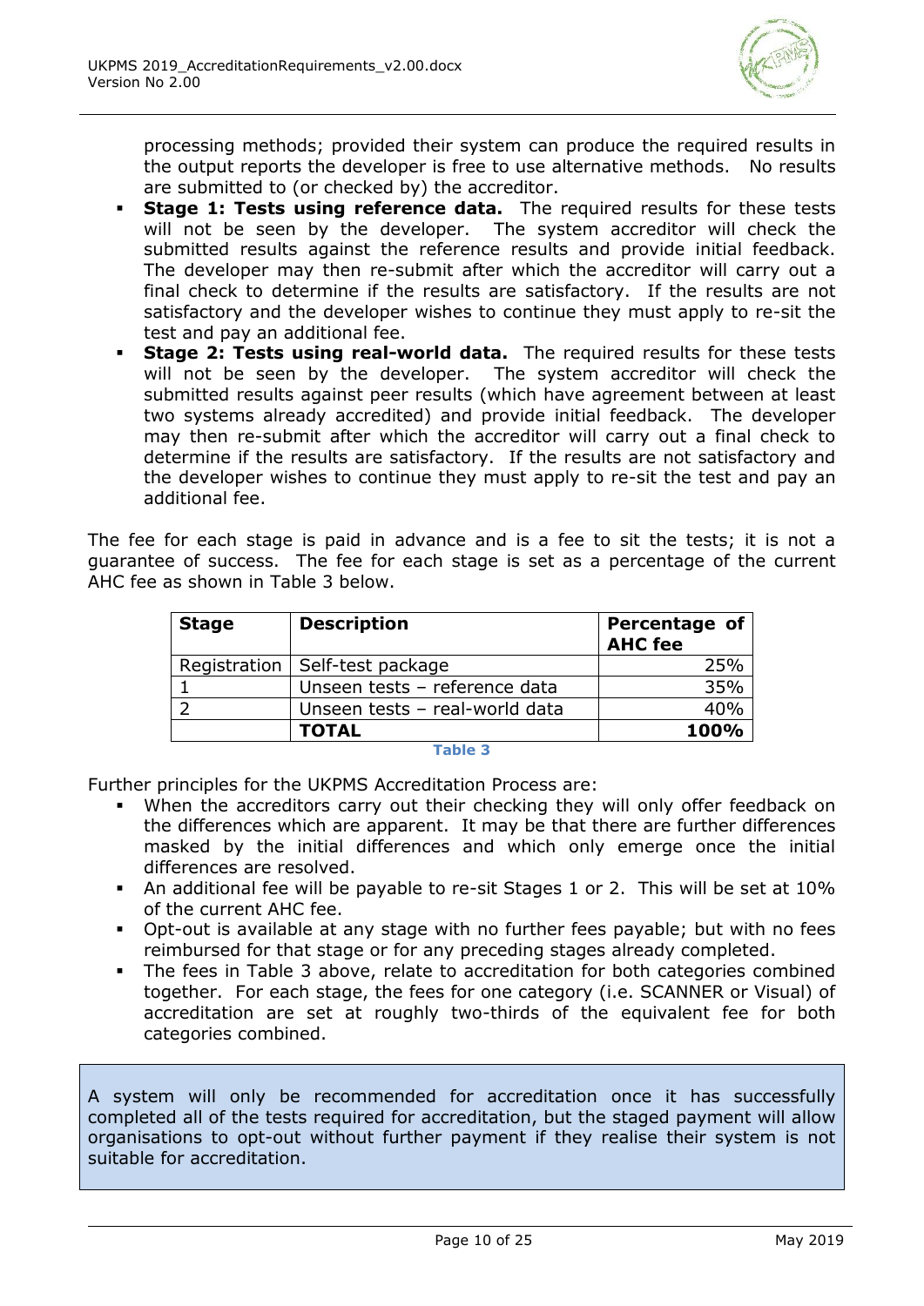processing methods; provided their system can produce the required results in the output reports the developer is free to use alternative methods. No results are submitted to (or checked by) the accreditor.

- **Stage 1: Tests using reference data.** The required results for these tests will not be seen by the developer. The system accreditor will check the submitted results against the reference results and provide initial feedback. The developer may then re-submit after which the accreditor will carry out a final check to determine if the results are satisfactory. If the results are not satisfactory and the developer wishes to continue they must apply to re-sit the test and pay an additional fee.
- **Stage 2: Tests using real-world data.** The required results for these tests will not be seen by the developer. The system accreditor will check the submitted results against peer results (which have agreement between at least two systems already accredited) and provide initial feedback. The developer may then re-submit after which the accreditor will carry out a final check to determine if the results are satisfactory. If the results are not satisfactory and the developer wishes to continue they must apply to re-sit the test and pay an additional fee.

The fee for each stage is paid in advance and is a fee to sit the tests; it is not a guarantee of success. The fee for each stage is set as a percentage of the current AHC fee as shown in Table 3 below.

| Stage | Description | Percentage of AHC fee |
|---|---|---|
| Registration | Self-test package | 25% |
| 1 | Unseen tests – reference data | 35% |
| 2 | Unseen tests – real-world data | 40% |
| | **TOTAL** | **100%** |

Table 3

Further principles for the UKPMS Accreditation Process are:

- When the accreditors carry out their checking they will only offer feedback on the differences which are apparent. It may be that there are further differences masked by the initial differences and which only emerge once the initial differences are resolved.
- An additional fee will be payable to re-sit Stages 1 or 2. This will be set at 10% of the current AHC fee.
- Opt-out is available at any stage with no further fees payable; but with no fees reimbursed for that stage or for any preceding stages already completed.
- The fees in Table 3 above, relate to accreditation for both categories combined together. For each stage, the fees for one category (i.e. SCANNER or Visual) of accreditation are set at roughly two-thirds of the equivalent fee for both categories combined.

A system will only be recommended for accreditation once it has successfully completed all of the tests required for accreditation, but the staged payment will allow organisations to opt-out without further payment if they realise their system is not suitable for accreditation.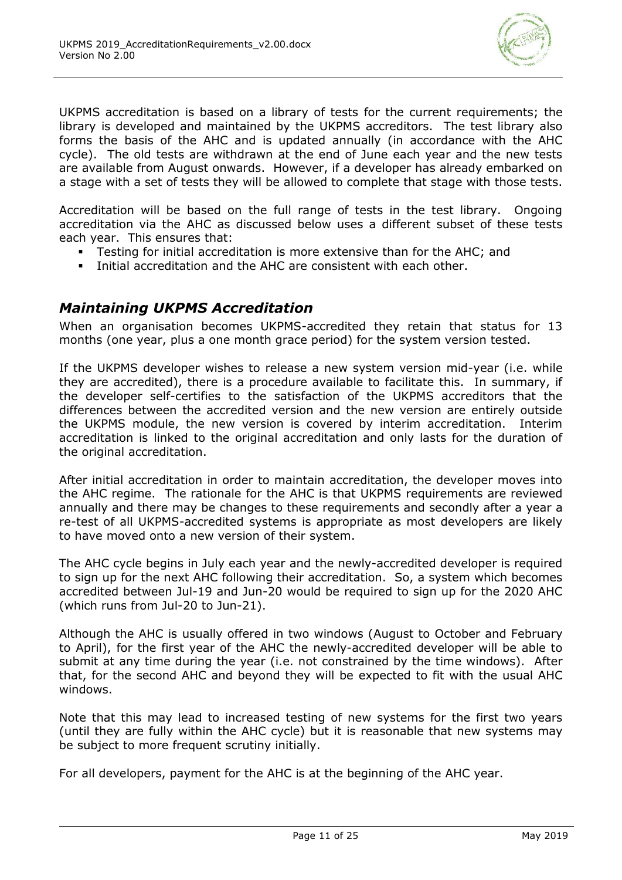UKPMS accreditation is based on a library of tests for the current requirements; the library is developed and maintained by the UKPMS accreditors. The test library also forms the basis of the AHC and is updated annually (in accordance with the AHC cycle). The old tests are withdrawn at the end of June each year and the new tests are available from August onwards. However, if a developer has already embarked on a stage with a set of tests they will be allowed to complete that stage with those tests.

Accreditation will be based on the full range of tests in the test library. Ongoing accreditation via the AHC as discussed below uses a different subset of these tests each year. This ensures that:

- Testing for initial accreditation is more extensive than for the AHC; and
- Initial accreditation and the AHC are consistent with each other.

## *Maintaining UKPMS Accreditation*

When an organisation becomes UKPMS-accredited they retain that status for 13 months (one year, plus a one month grace period) for the system version tested.

If the UKPMS developer wishes to release a new system version mid-year (i.e. while they are accredited), there is a procedure available to facilitate this. In summary, if the developer self-certifies to the satisfaction of the UKPMS accreditors that the differences between the accredited version and the new version are entirely outside the UKPMS module, the new version is covered by interim accreditation. Interim accreditation is linked to the original accreditation and only lasts for the duration of the original accreditation.

After initial accreditation in order to maintain accreditation, the developer moves into the AHC regime. The rationale for the AHC is that UKPMS requirements are reviewed annually and there may be changes to these requirements and secondly after a year a re-test of all UKPMS-accredited systems is appropriate as most developers are likely to have moved onto a new version of their system.

The AHC cycle begins in July each year and the newly-accredited developer is required to sign up for the next AHC following their accreditation. So, a system which becomes accredited between Jul-19 and Jun-20 would be required to sign up for the 2020 AHC (which runs from Jul-20 to Jun-21).

Although the AHC is usually offered in two windows (August to October and February to April), for the first year of the AHC the newly-accredited developer will be able to submit at any time during the year (i.e. not constrained by the time windows). After that, for the second AHC and beyond they will be expected to fit with the usual AHC windows.

Note that this may lead to increased testing of new systems for the first two years (until they are fully within the AHC cycle) but it is reasonable that new systems may be subject to more frequent scrutiny initially.

For all developers, payment for the AHC is at the beginning of the AHC year.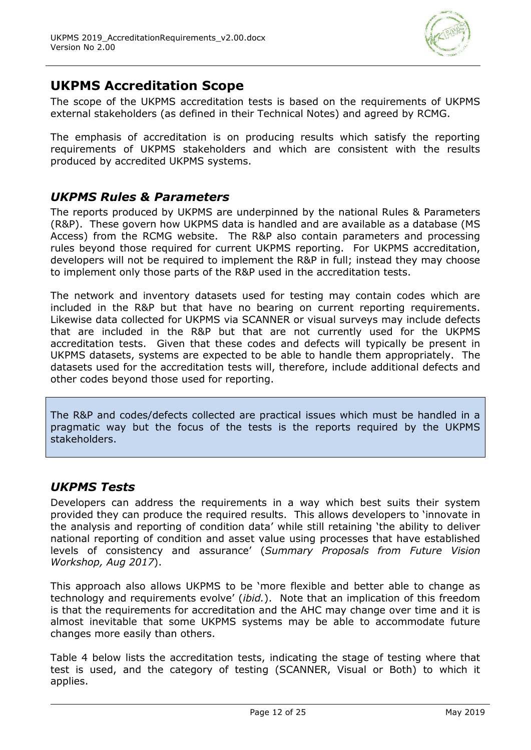## UKPMS Accreditation Scope

The scope of the UKPMS accreditation tests is based on the requirements of UKPMS external stakeholders (as defined in their Technical Notes) and agreed by RCMG.

The emphasis of accreditation is on producing results which satisfy the reporting requirements of UKPMS stakeholders and which are consistent with the results produced by accredited UKPMS systems.

### *UKPMS Rules & Parameters*

The reports produced by UKPMS are underpinned by the national Rules & Parameters (R&P). These govern how UKPMS data is handled and are available as a database (MS Access) from the RCMG website. The R&P also contain parameters and processing rules beyond those required for current UKPMS reporting. For UKPMS accreditation, developers will not be required to implement the R&P in full; instead they may choose to implement only those parts of the R&P used in the accreditation tests.

The network and inventory datasets used for testing may contain codes which are included in the R&P but that have no bearing on current reporting requirements. Likewise data collected for UKPMS via SCANNER or visual surveys may include defects that are included in the R&P but that are not currently used for the UKPMS accreditation tests. Given that these codes and defects will typically be present in UKPMS datasets, systems are expected to be able to handle them appropriately. The datasets used for the accreditation tests will, therefore, include additional defects and other codes beyond those used for reporting.

> The R&P and codes/defects collected are practical issues which must be handled in a pragmatic way but the focus of the tests is the reports required by the UKPMS stakeholders.

### *UKPMS Tests*

Developers can address the requirements in a way which best suits their system provided they can produce the required results. This allows developers to 'innovate in the analysis and reporting of condition data' while still retaining 'the ability to deliver national reporting of condition and asset value using processes that have established levels of consistency and assurance' (*Summary Proposals from Future Vision Workshop, Aug 2017*).

This approach also allows UKPMS to be 'more flexible and better able to change as technology and requirements evolve' (*ibid.*). Note that an implication of this freedom is that the requirements for accreditation and the AHC may change over time and it is almost inevitable that some UKPMS systems may be able to accommodate future changes more easily than others.

Table 4 below lists the accreditation tests, indicating the stage of testing where that test is used, and the category of testing (SCANNER, Visual or Both) to which it applies.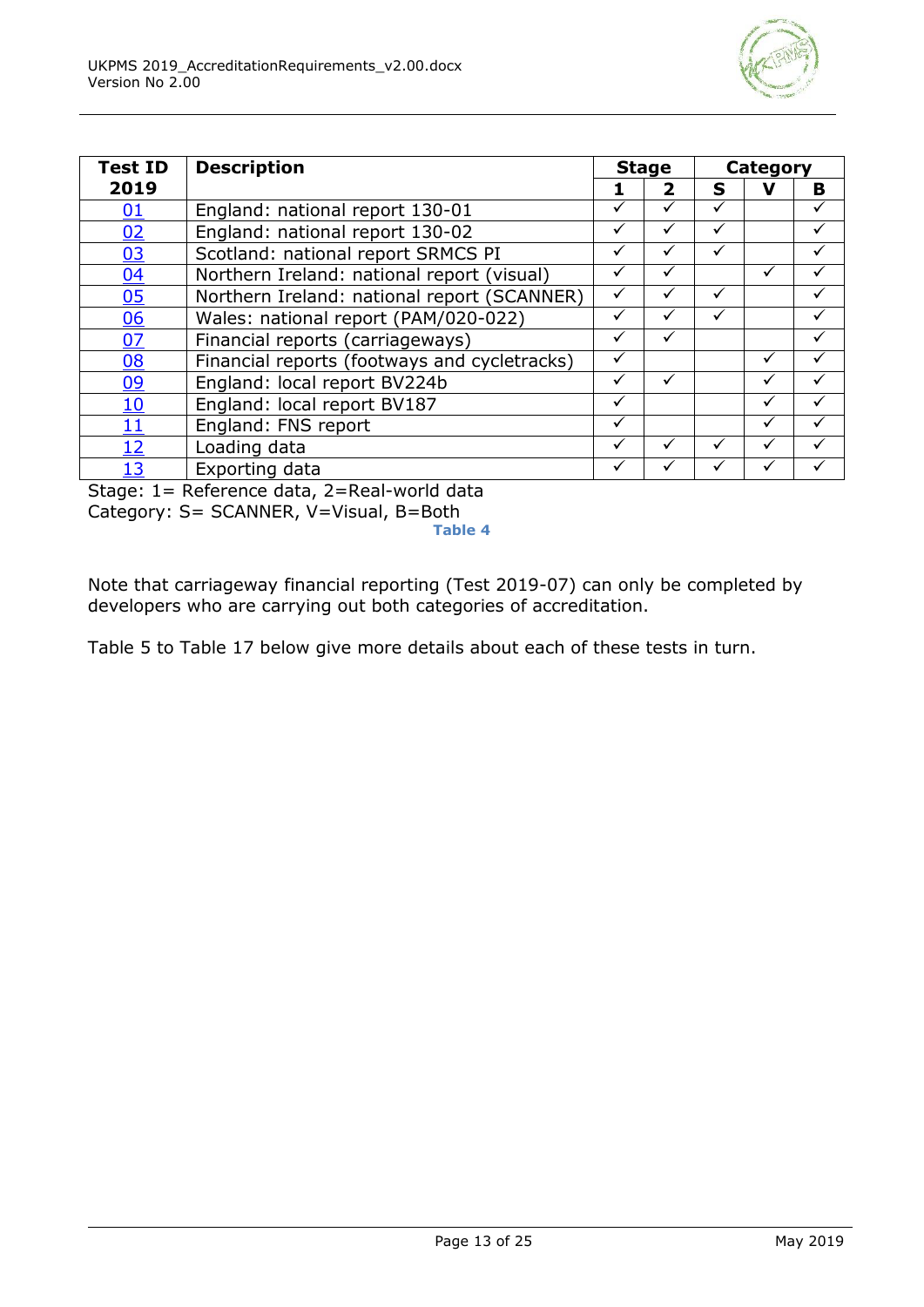| Test ID 2019 | Description | Stage | | Category | | |
|---|---|---|---|---|---|---|
| | | 1 | 2 | S | V | B |
| 01 | England: national report 130-01 | ✓ | ✓ | ✓ | | ✓ |
| 02 | England: national report 130-02 | ✓ | ✓ | ✓ | | ✓ |
| 03 | Scotland: national report SRMCS PI | ✓ | ✓ | ✓ | | ✓ |
| 04 | Northern Ireland: national report (visual) | ✓ | ✓ | | ✓ | ✓ |
| 05 | Northern Ireland: national report (SCANNER) | ✓ | ✓ | ✓ | | ✓ |
| 06 | Wales: national report (PAM/020-022) | ✓ | ✓ | ✓ | | ✓ |
| 07 | Financial reports (carriageways) | ✓ | ✓ | | | ✓ |
| 08 | Financial reports (footways and cycletracks) | ✓ | | | ✓ | ✓ |
| 09 | England: local report BV224b | ✓ | ✓ | | ✓ | ✓ |
| 10 | England: local report BV187 | ✓ | | | ✓ | ✓ |
| 11 | England: FNS report | ✓ | | | ✓ | ✓ |
| 12 | Loading data | ✓ | ✓ | ✓ | ✓ | ✓ |
| 13 | Exporting data | ✓ | ✓ | ✓ | ✓ | ✓ |

Stage: 1= Reference data, 2=Real-world data
Category: S= SCANNER, V=Visual, B=Both

**Table 4**

Note that carriageway financial reporting (Test 2019-07) can only be completed by developers who are carrying out both categories of accreditation.

Table 5 to Table 17 below give more details about each of these tests in turn.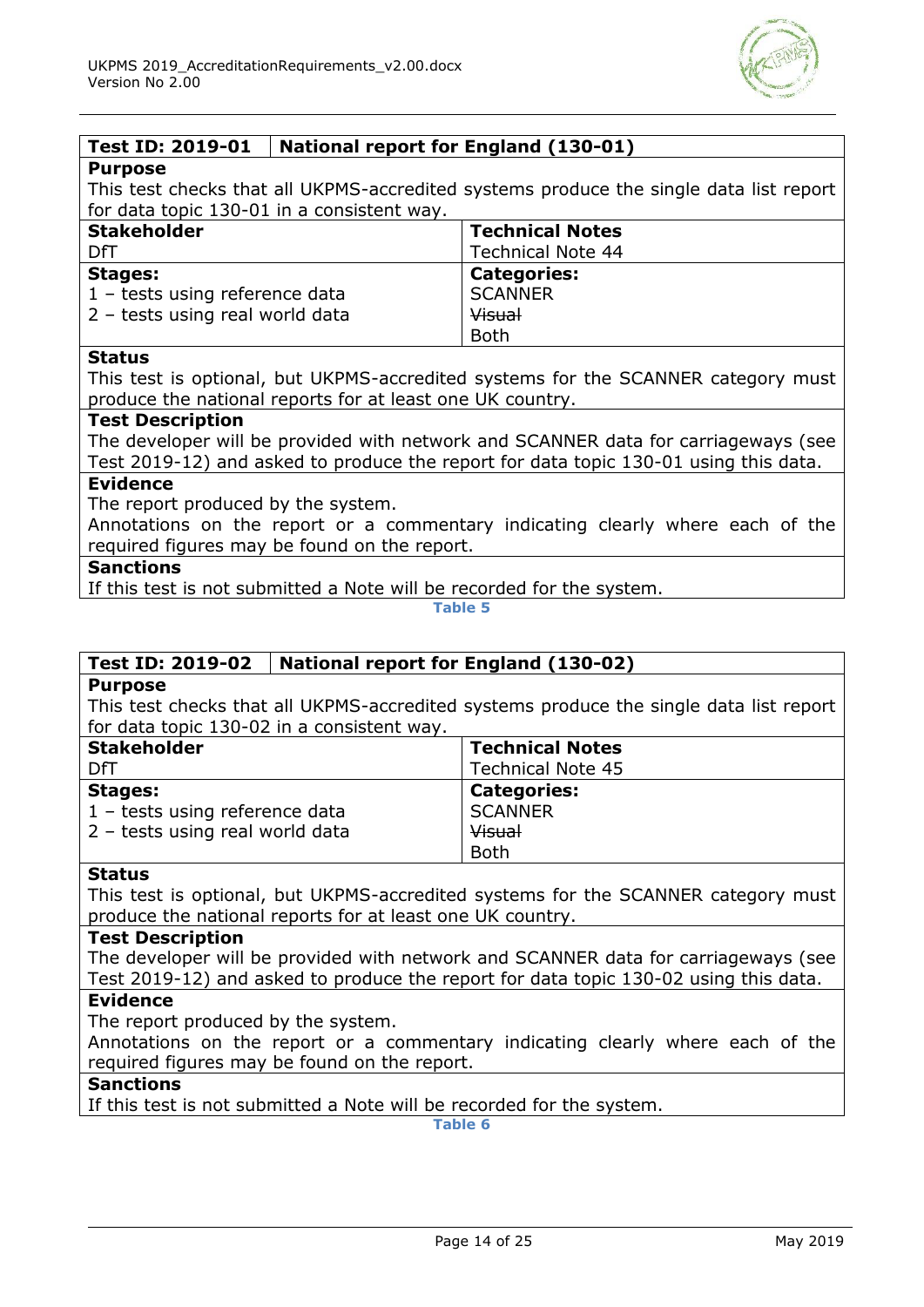| Test ID: 2019-01 | National report for England (130-01) |
|---|---|
| **Purpose**<br>This test checks that all UKPMS-accredited systems produce the single data list report for data topic 130-01 in a consistent way. | |
| **Stakeholder**<br>DfT | **Technical Notes**<br>Technical Note 44 |
| **Stages:**<br>1 – tests using reference data<br>2 – tests using real world data | **Categories:**<br>SCANNER<br>~~Visual~~<br>Both |
| **Status**<br>This test is optional, but UKPMS-accredited systems for the SCANNER category must produce the national reports for at least one UK country. | |
| **Test Description**<br>The developer will be provided with network and SCANNER data for carriageways (see Test 2019-12) and asked to produce the report for data topic 130-01 using this data. | |
| **Evidence**<br>The report produced by the system.<br>Annotations on the report or a commentary indicating clearly where each of the required figures may be found on the report. | |
| **Sanctions**<br>If this test is not submitted a Note will be recorded for the system. | |

Table 5

| Test ID: 2019-02 | National report for England (130-02) |
|---|---|
| **Purpose**<br>This test checks that all UKPMS-accredited systems produce the single data list report for data topic 130-02 in a consistent way. | |
| **Stakeholder**<br>DfT | **Technical Notes**<br>Technical Note 45 |
| **Stages:**<br>1 – tests using reference data<br>2 – tests using real world data | **Categories:**<br>SCANNER<br>~~Visual~~<br>Both |
| **Status**<br>This test is optional, but UKPMS-accredited systems for the SCANNER category must produce the national reports for at least one UK country. | |
| **Test Description**<br>The developer will be provided with network and SCANNER data for carriageways (see Test 2019-12) and asked to produce the report for data topic 130-02 using this data. | |
| **Evidence**<br>The report produced by the system.<br>Annotations on the report or a commentary indicating clearly where each of the required figures may be found on the report. | |
| **Sanctions**<br>If this test is not submitted a Note will be recorded for the system. | |

Table 6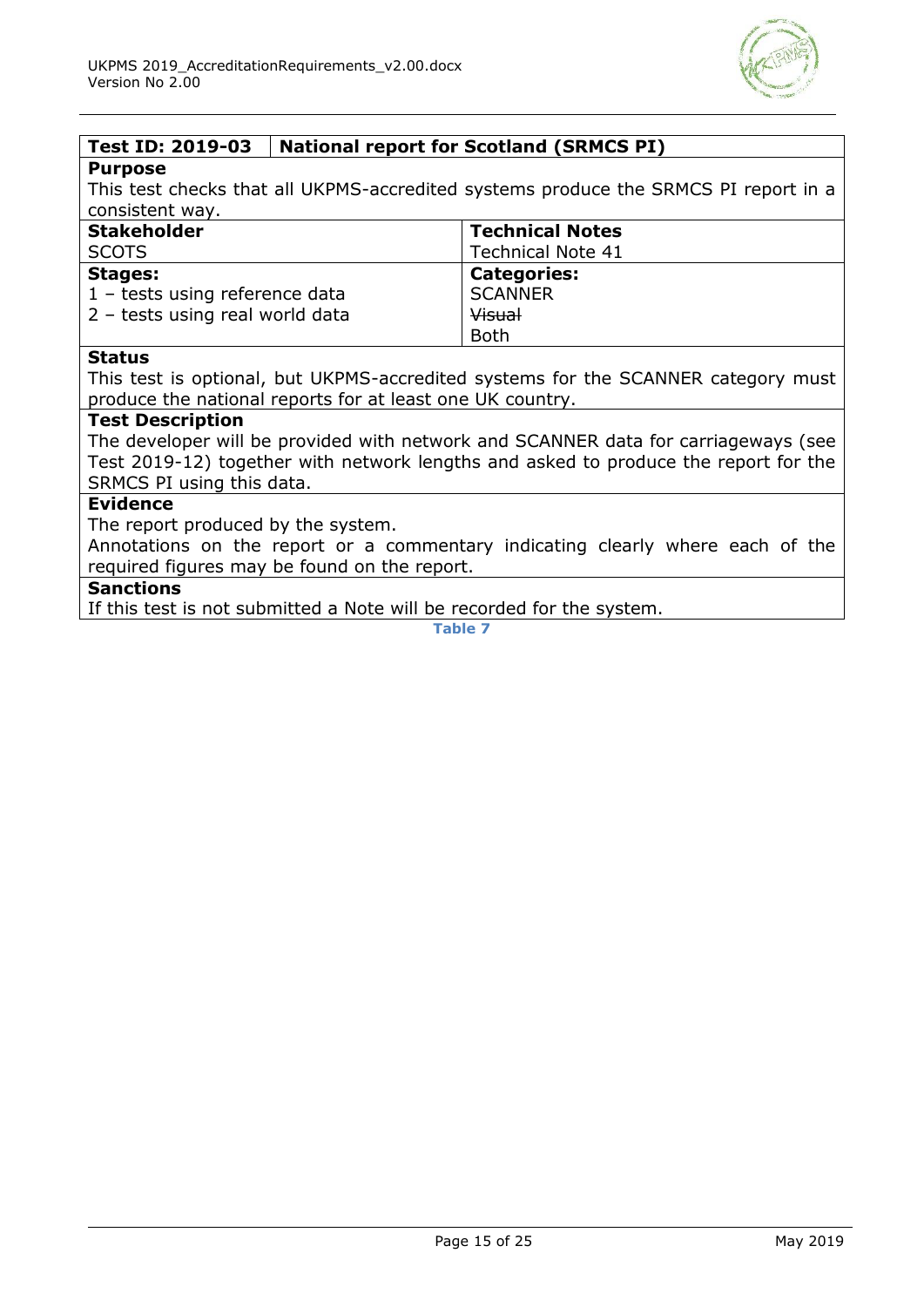| **Test ID: 2019-03** | **National report for Scotland (SRMCS PI)** |
|---|---|
| **Purpose**<br>This test checks that all UKPMS-accredited systems produce the SRMCS PI report in a consistent way. | |
| **Stakeholder**<br>SCOTS | **Technical Notes**<br>Technical Note 41 |
| **Stages:**<br>1 – tests using reference data<br>2 – tests using real world data | **Categories:**<br>SCANNER<br>~~Visual~~<br>Both |
| **Status**<br>This test is optional, but UKPMS-accredited systems for the SCANNER category must produce the national reports for at least one UK country. | |
| **Test Description**<br>The developer will be provided with network and SCANNER data for carriageways (see Test 2019-12) together with network lengths and asked to produce the report for the SRMCS PI using this data. | |
| **Evidence**<br>The report produced by the system.<br>Annotations on the report or a commentary indicating clearly where each of the required figures may be found on the report. | |
| **Sanctions**<br>If this test is not submitted a Note will be recorded for the system. | |

**Table 7**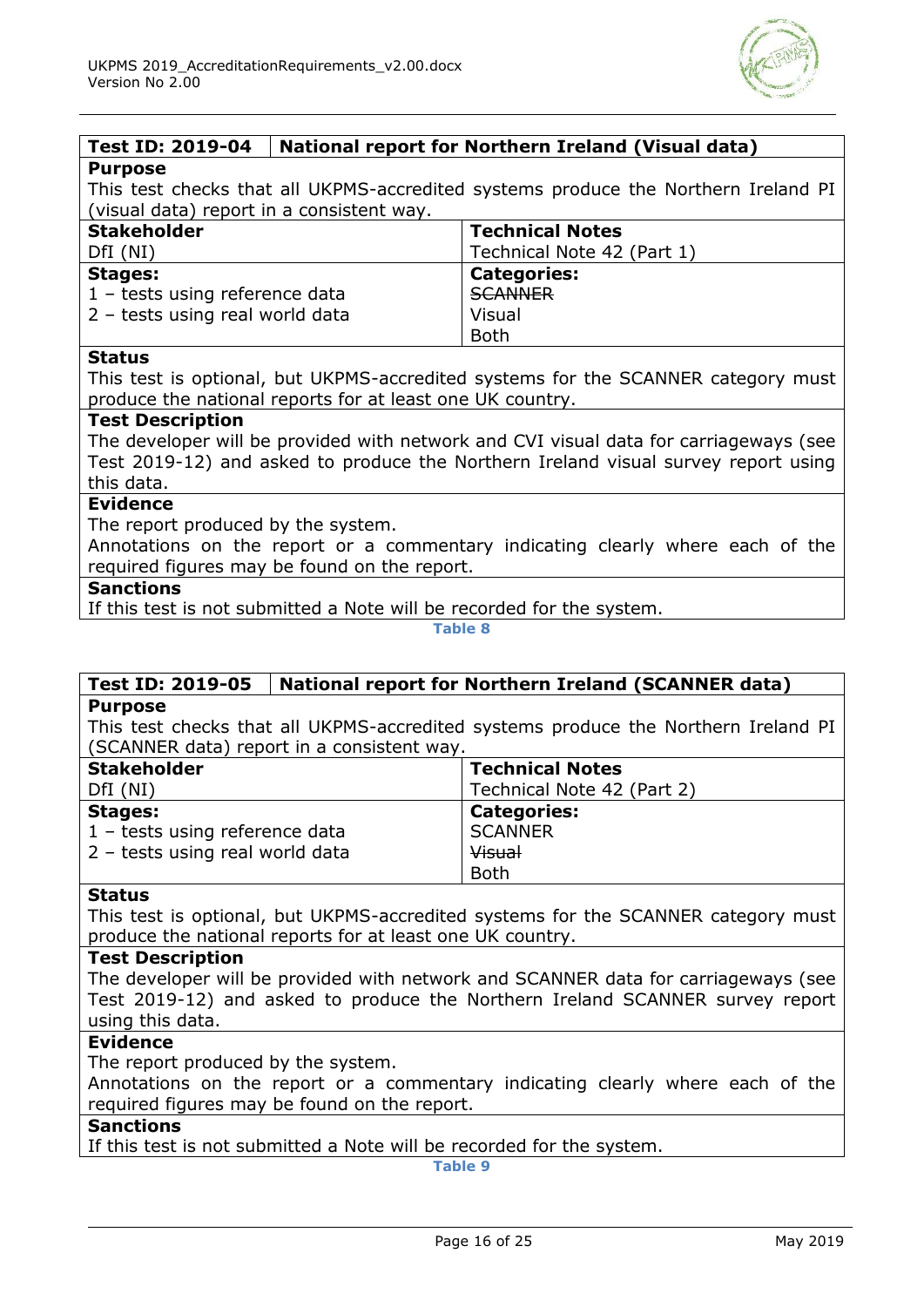| **Test ID: 2019-04** | **National report for Northern Ireland (Visual data)** |
|---|---|
| **Purpose**<br>This test checks that all UKPMS-accredited systems produce the Northern Ireland PI (visual data) report in a consistent way. | |
| **Stakeholder**<br>DfI (NI) | **Technical Notes**<br>Technical Note 42 (Part 1) |
| **Stages:**<br>1 – tests using reference data<br>2 – tests using real world data | **Categories:**<br>~~SCANNER~~<br>Visual<br>Both |
| **Status**<br>This test is optional, but UKPMS-accredited systems for the SCANNER category must produce the national reports for at least one UK country. | |
| **Test Description**<br>The developer will be provided with network and CVI visual data for carriageways (see Test 2019-12) and asked to produce the Northern Ireland visual survey report using this data. | |
| **Evidence**<br>The report produced by the system.<br>Annotations on the report or a commentary indicating clearly where each of the required figures may be found on the report. | |
| **Sanctions**<br>If this test is not submitted a Note will be recorded for the system. | |

Table 8

| **Test ID: 2019-05** | **National report for Northern Ireland (SCANNER data)** |
|---|---|
| **Purpose**<br>This test checks that all UKPMS-accredited systems produce the Northern Ireland PI (SCANNER data) report in a consistent way. | |
| **Stakeholder**<br>DfI (NI) | **Technical Notes**<br>Technical Note 42 (Part 2) |
| **Stages:**<br>1 – tests using reference data<br>2 – tests using real world data | **Categories:**<br>SCANNER<br>~~Visual~~<br>Both |
| **Status**<br>This test is optional, but UKPMS-accredited systems for the SCANNER category must produce the national reports for at least one UK country. | |
| **Test Description**<br>The developer will be provided with network and SCANNER data for carriageways (see Test 2019-12) and asked to produce the Northern Ireland SCANNER survey report using this data. | |
| **Evidence**<br>The report produced by the system.<br>Annotations on the report or a commentary indicating clearly where each of the required figures may be found on the report. | |
| **Sanctions**<br>If this test is not submitted a Note will be recorded for the system. | |

Table 9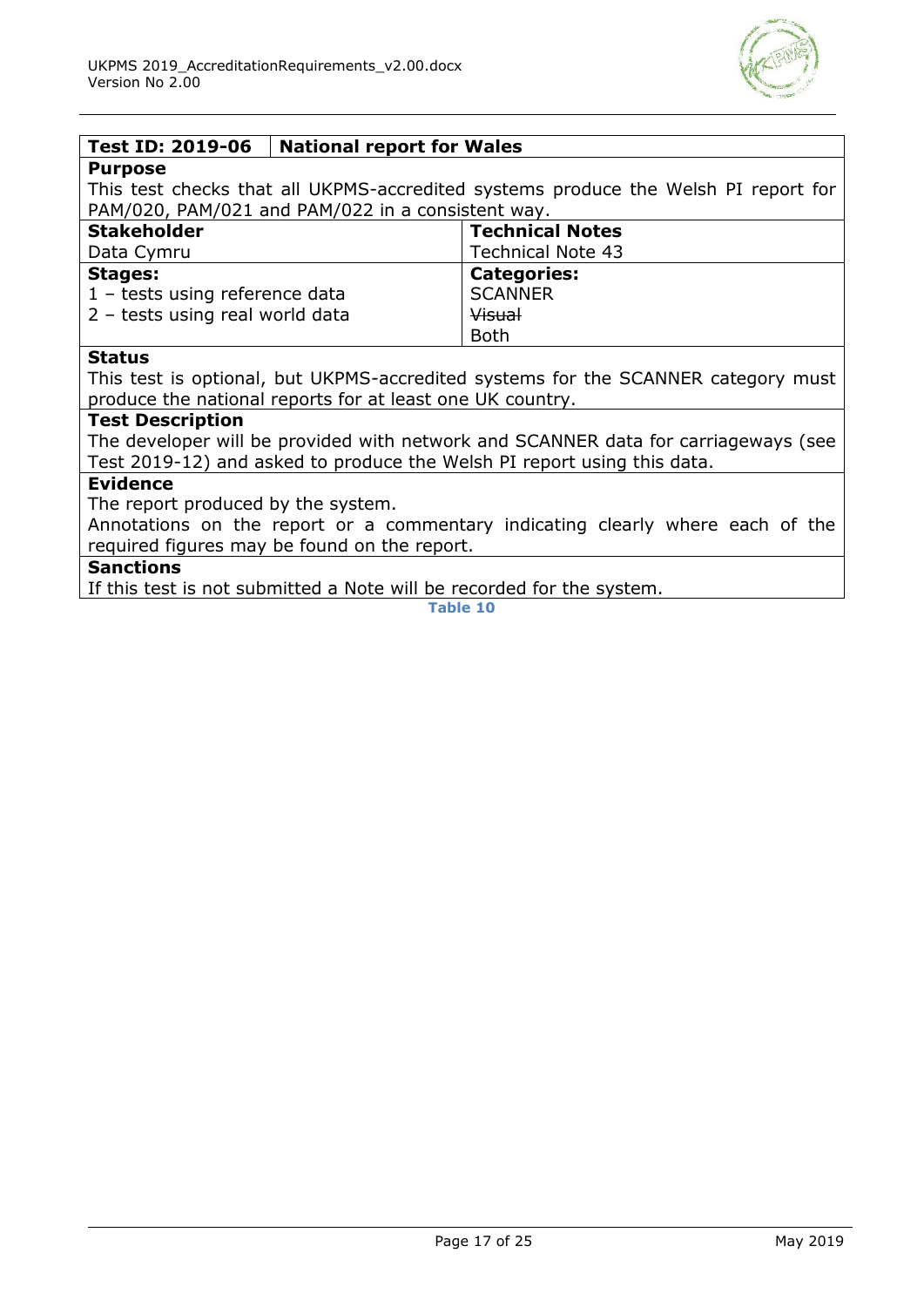| Test ID: 2019-06 | National report for Wales |
|---|---|
| **Purpose**<br>This test checks that all UKPMS-accredited systems produce the Welsh PI report for PAM/020, PAM/021 and PAM/022 in a consistent way. | |
| **Stakeholder**<br>Data Cymru | **Technical Notes**<br>Technical Note 43 |
| **Stages:**<br>1 – tests using reference data<br>2 – tests using real world data | **Categories:**<br>SCANNER<br>~~Visual~~<br>Both |
| **Status**<br>This test is optional, but UKPMS-accredited systems for the SCANNER category must produce the national reports for at least one UK country. | |
| **Test Description**<br>The developer will be provided with network and SCANNER data for carriageways (see Test 2019-12) and asked to produce the Welsh PI report using this data. | |
| **Evidence**<br>The report produced by the system.<br>Annotations on the report or a commentary indicating clearly where each of the required figures may be found on the report. | |
| **Sanctions**<br>If this test is not submitted a Note will be recorded for the system. | |

**Table 10**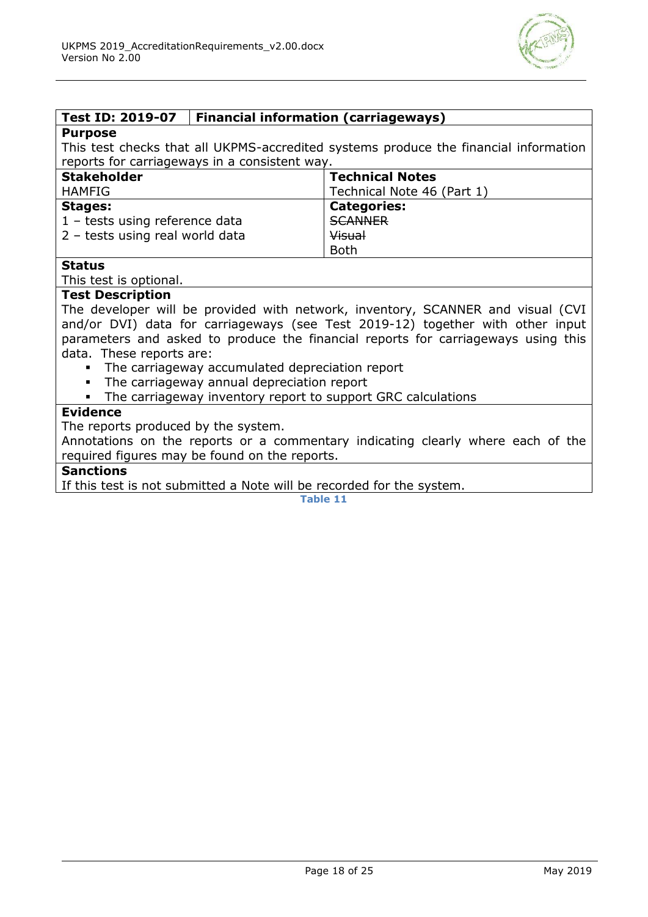| **Test ID: 2019-07** | **Financial information (carriageways)** |
|---|---|
| **Purpose**<br>This test checks that all UKPMS-accredited systems produce the financial information reports for carriageways in a consistent way. | |
| **Stakeholder**<br>HAMFIG | **Technical Notes**<br>Technical Note 46 (Part 1) |
| **Stages:**<br>1 – tests using reference data<br>2 – tests using real world data | **Categories:**<br>~~SCANNER~~<br>~~Visual~~<br>Both |
| **Status**<br>This test is optional. | |
| **Test Description**<br>The developer will be provided with network, inventory, SCANNER and visual (CVI and/or DVI) data for carriageways (see Test 2019-12) together with other input parameters and asked to produce the financial reports for carriageways using this data. These reports are:<br>▪ The carriageway accumulated depreciation report<br>▪ The carriageway annual depreciation report<br>▪ The carriageway inventory report to support GRC calculations | |
| **Evidence**<br>The reports produced by the system.<br>Annotations on the reports or a commentary indicating clearly where each of the required figures may be found on the reports. | |
| **Sanctions**<br>If this test is not submitted a Note will be recorded for the system. | |

**Table 11**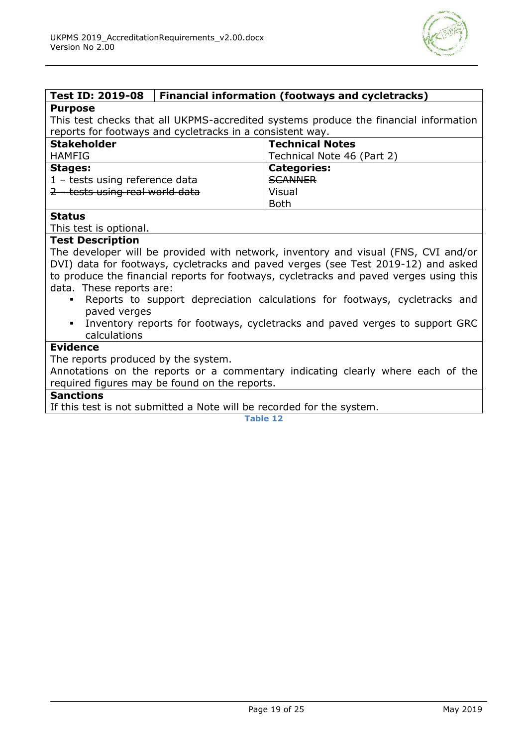| Test ID: 2019-08 | Financial information (footways and cycletracks) |
|---|---|
| **Purpose**<br>This test checks that all UKPMS-accredited systems produce the financial information reports for footways and cycletracks in a consistent way. | |
| **Stakeholder**<br>HAMFIG | **Technical Notes**<br>Technical Note 46 (Part 2) |
| **Stages:**<br>1 – tests using reference data<br>~~2 – tests using real world data~~ | **Categories:**<br>~~SCANNER~~<br>Visual<br>Both |
| **Status**<br>This test is optional. | |
| **Test Description**<br>The developer will be provided with network, inventory and visual (FNS, CVI and/or DVI) data for footways, cycletracks and paved verges (see Test 2019-12) and asked to produce the financial reports for footways, cycletracks and paved verges using this data. These reports are:<br>▪ Reports to support depreciation calculations for footways, cycletracks and paved verges<br>▪ Inventory reports for footways, cycletracks and paved verges to support GRC calculations | |
| **Evidence**<br>The reports produced by the system.<br>Annotations on the reports or a commentary indicating clearly where each of the required figures may be found on the reports. | |
| **Sanctions**<br>If this test is not submitted a Note will be recorded for the system. | |

Table 12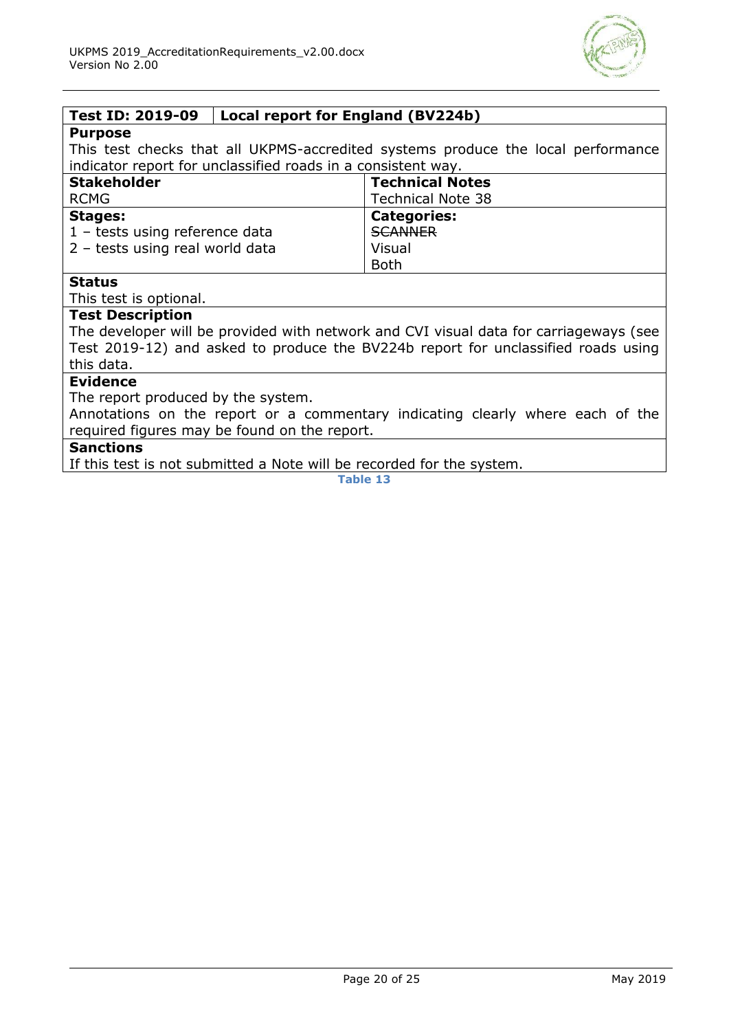| Test ID: 2019-09 | Local report for England (BV224b) |
|---|---|
| **Purpose**<br>This test checks that all UKPMS-accredited systems produce the local performance indicator report for unclassified roads in a consistent way. | |
| **Stakeholder**<br>RCMG | **Technical Notes**<br>Technical Note 38 |
| **Stages:**<br>1 – tests using reference data<br>2 – tests using real world data | **Categories:**<br>~~SCANNER~~<br>Visual<br>Both |
| **Status**<br>This test is optional. | |
| **Test Description**<br>The developer will be provided with network and CVI visual data for carriageways (see Test 2019-12) and asked to produce the BV224b report for unclassified roads using this data. | |
| **Evidence**<br>The report produced by the system.<br>Annotations on the report or a commentary indicating clearly where each of the required figures may be found on the report. | |
| **Sanctions**<br>If this test is not submitted a Note will be recorded for the system. | |

Table 13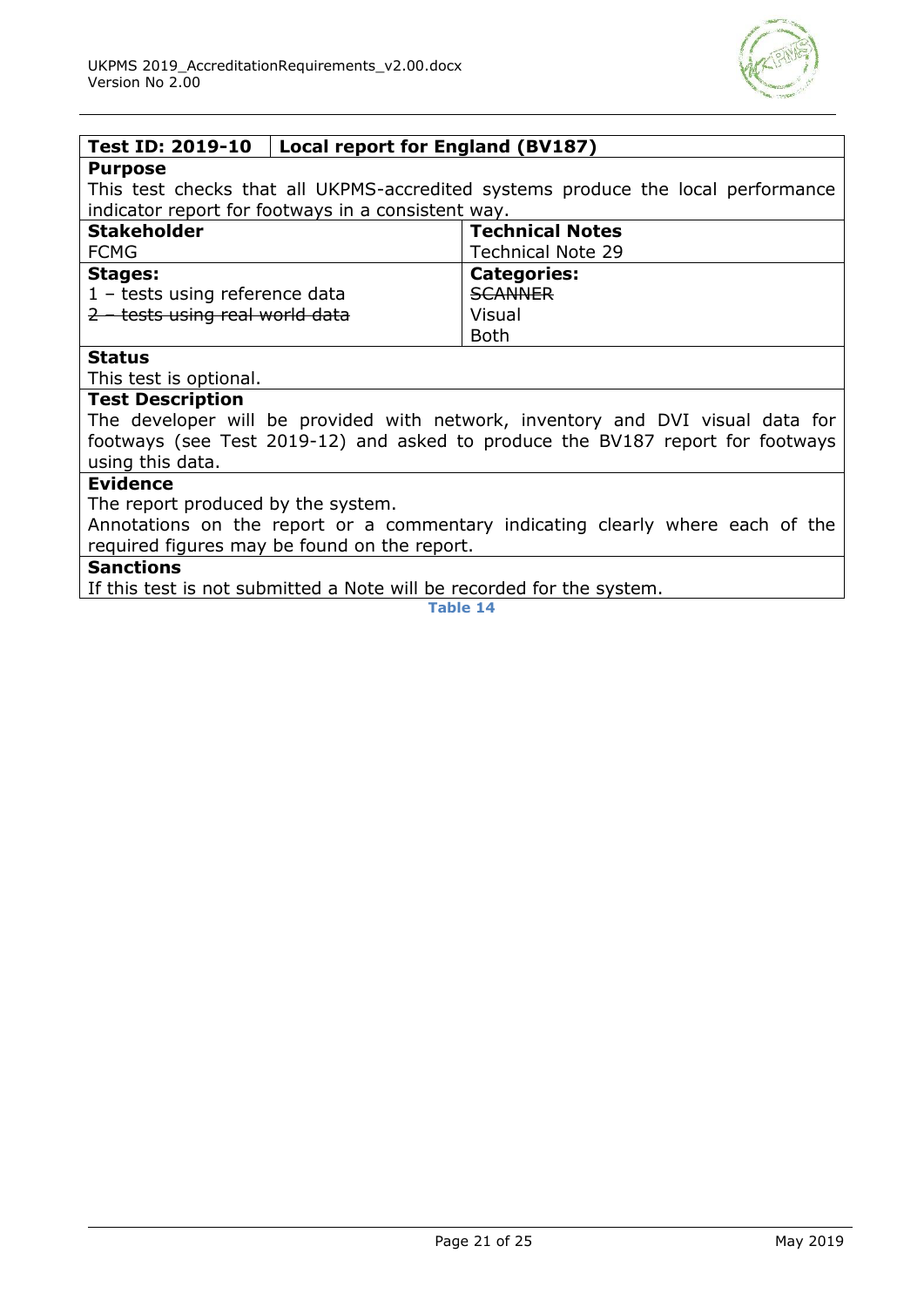| **Test ID: 2019-10** | **Local report for England (BV187)** |
|---|---|
| **Purpose**<br>This test checks that all UKPMS-accredited systems produce the local performance indicator report for footways in a consistent way. | |
| **Stakeholder**<br>FCMG | **Technical Notes**<br>Technical Note 29 |
| **Stages:**<br>1 – tests using reference data<br>~~2 – tests using real world data~~ | **Categories:**<br>~~SCANNER~~<br>Visual<br>Both |
| **Status**<br>This test is optional. | |
| **Test Description**<br>The developer will be provided with network, inventory and DVI visual data for footways (see Test 2019-12) and asked to produce the BV187 report for footways using this data. | |
| **Evidence**<br>The report produced by the system.<br>Annotations on the report or a commentary indicating clearly where each of the required figures may be found on the report. | |
| **Sanctions**<br>If this test is not submitted a Note will be recorded for the system. | |

**Table 14**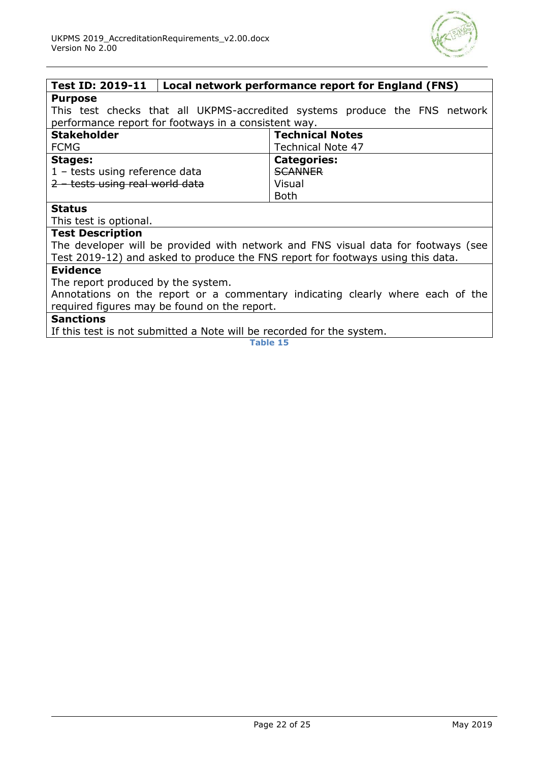| **Test ID: 2019-11** | **Local network performance report for England (FNS)** |
|---|---|
| **Purpose**<br>This test checks that all UKPMS-accredited systems produce the FNS network performance report for footways in a consistent way. | |
| **Stakeholder**<br>FCMG | **Technical Notes**<br>Technical Note 47 |
| **Stages:**<br>1 – tests using reference data<br>~~2 – tests using real world data~~ | **Categories:**<br>~~SCANNER~~<br>Visual<br>Both |
| **Status**<br>This test is optional. | |
| **Test Description**<br>The developer will be provided with network and FNS visual data for footways (see Test 2019-12) and asked to produce the FNS report for footways using this data. | |
| **Evidence**<br>The report produced by the system.<br>Annotations on the report or a commentary indicating clearly where each of the required figures may be found on the report. | |
| **Sanctions**<br>If this test is not submitted a Note will be recorded for the system. | |

Table 15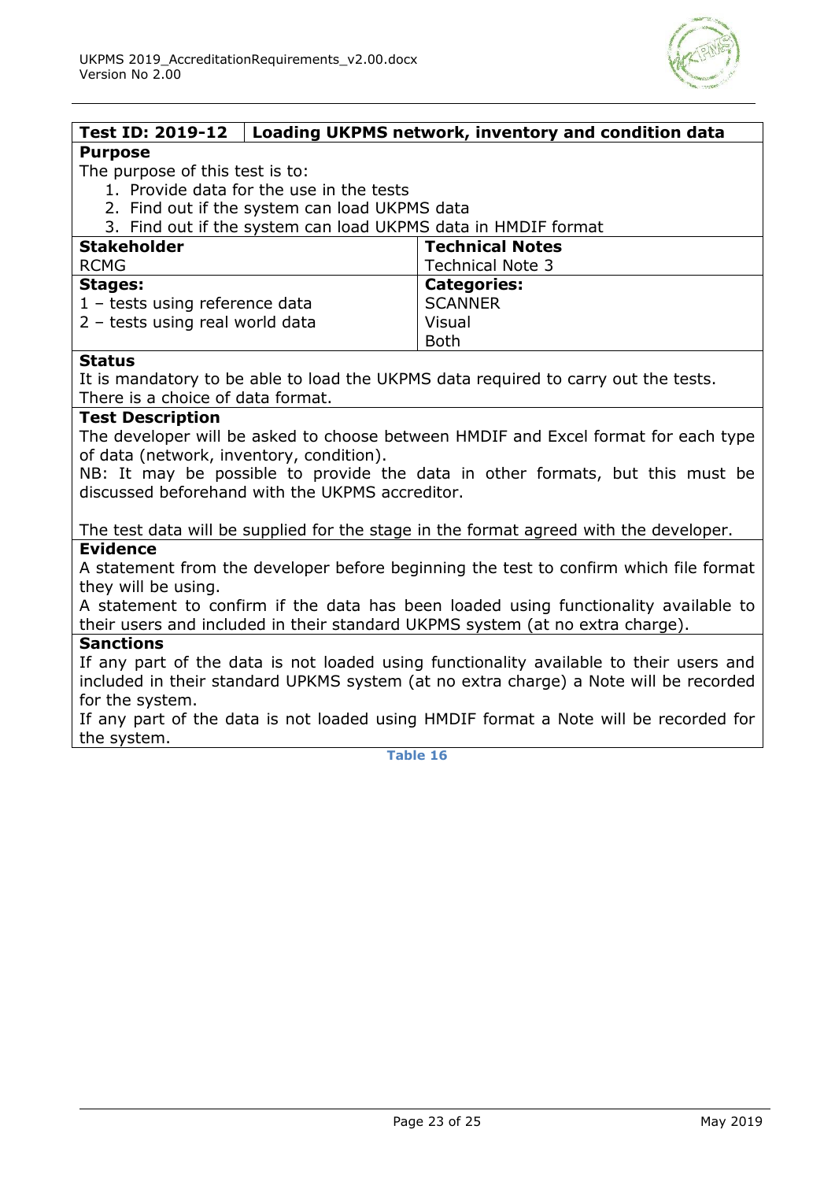| Test ID: 2019-12 | Loading UKPMS network, inventory and condition data |
|---|---|

**Purpose**

The purpose of this test is to:

1. Provide data for the use in the tests
2. Find out if the system can load UKPMS data
3. Find out if the system can load UKPMS data in HMDIF format

| **Stakeholder** | **Technical Notes** |
|---|---|
| RCMG | Technical Note 3 |
| **Stages:** | **Categories:** |
| 1 – tests using reference data<br>2 – tests using real world data | SCANNER<br>Visual<br>Both |

**Status**

It is mandatory to be able to load the UKPMS data required to carry out the tests. There is a choice of data format.

**Test Description**

The developer will be asked to choose between HMDIF and Excel format for each type of data (network, inventory, condition).

NB: It may be possible to provide the data in other formats, but this must be discussed beforehand with the UKPMS accreditor.

The test data will be supplied for the stage in the format agreed with the developer.

**Evidence**

A statement from the developer before beginning the test to confirm which file format they will be using.

A statement to confirm if the data has been loaded using functionality available to their users and included in their standard UKPMS system (at no extra charge).

**Sanctions**

If any part of the data is not loaded using functionality available to their users and included in their standard UPKMS system (at no extra charge) a Note will be recorded for the system.

If any part of the data is not loaded using HMDIF format a Note will be recorded for the system.

Table 16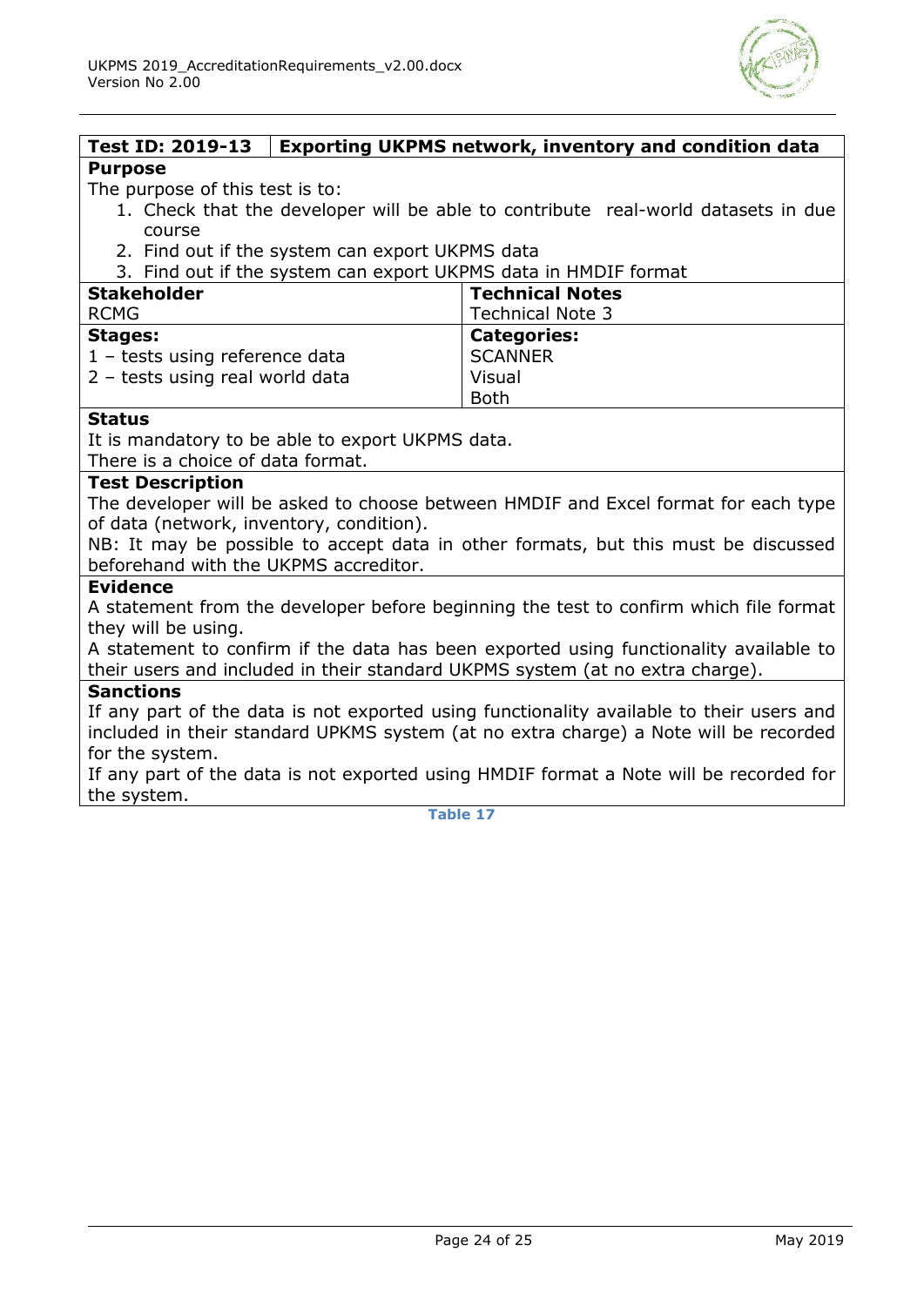| **Test ID: 2019-13** | **Exporting UKPMS network, inventory and condition data** |
|---|---|

**Purpose**

The purpose of this test is to:

1. Check that the developer will be able to contribute real-world datasets in due course
2. Find out if the system can export UKPMS data
3. Find out if the system can export UKPMS data in HMDIF format

| **Stakeholder** | **Technical Notes** |
|---|---|
| RCMG | Technical Note 3 |
| **Stages:**<br>1 – tests using reference data<br>2 – tests using real world data | **Categories:**<br>SCANNER<br>Visual<br>Both |

**Status**

It is mandatory to be able to export UKPMS data.
There is a choice of data format.

**Test Description**

The developer will be asked to choose between HMDIF and Excel format for each type of data (network, inventory, condition).
NB: It may be possible to accept data in other formats, but this must be discussed beforehand with the UKPMS accreditor.

**Evidence**

A statement from the developer before beginning the test to confirm which file format they will be using.
A statement to confirm if the data has been exported using functionality available to their users and included in their standard UKPMS system (at no extra charge).

**Sanctions**

If any part of the data is not exported using functionality available to their users and included in their standard UPKMS system (at no extra charge) a Note will be recorded for the system.
If any part of the data is not exported using HMDIF format a Note will be recorded for the system.

Table 17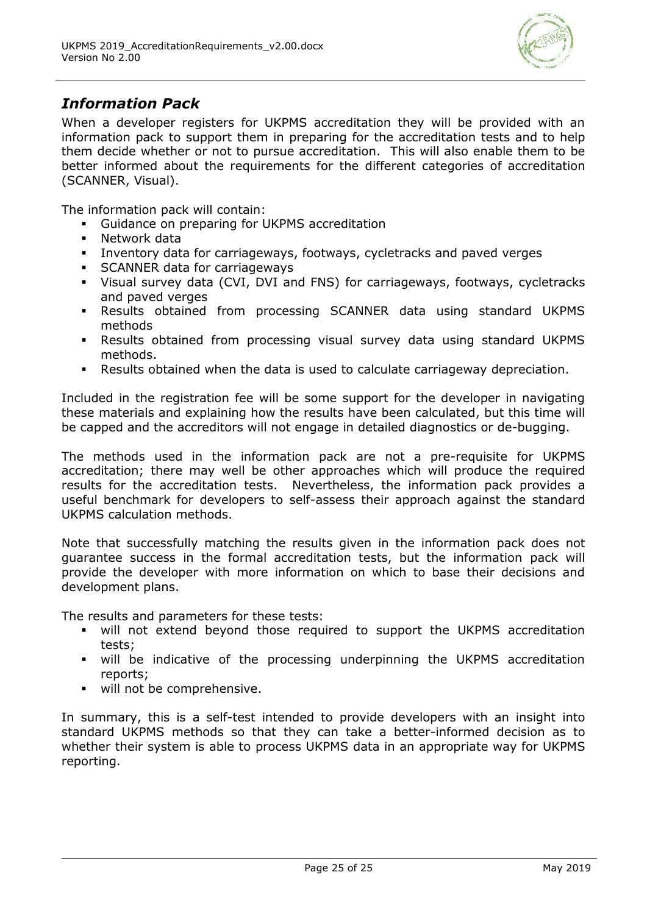## *Information Pack*

When a developer registers for UKPMS accreditation they will be provided with an information pack to support them in preparing for the accreditation tests and to help them decide whether or not to pursue accreditation. This will also enable them to be better informed about the requirements for the different categories of accreditation (SCANNER, Visual).

The information pack will contain:

- Guidance on preparing for UKPMS accreditation
- Network data
- Inventory data for carriageways, footways, cycletracks and paved verges
- SCANNER data for carriageways
- Visual survey data (CVI, DVI and FNS) for carriageways, footways, cycletracks and paved verges
- Results obtained from processing SCANNER data using standard UKPMS methods
- Results obtained from processing visual survey data using standard UKPMS methods.
- Results obtained when the data is used to calculate carriageway depreciation.

Included in the registration fee will be some support for the developer in navigating these materials and explaining how the results have been calculated, but this time will be capped and the accreditors will not engage in detailed diagnostics or de-bugging.

The methods used in the information pack are not a pre-requisite for UKPMS accreditation; there may well be other approaches which will produce the required results for the accreditation tests. Nevertheless, the information pack provides a useful benchmark for developers to self-assess their approach against the standard UKPMS calculation methods.

Note that successfully matching the results given in the information pack does not guarantee success in the formal accreditation tests, but the information pack will provide the developer with more information on which to base their decisions and development plans.

The results and parameters for these tests:

- will not extend beyond those required to support the UKPMS accreditation tests;
- will be indicative of the processing underpinning the UKPMS accreditation reports;
- will not be comprehensive.

In summary, this is a self-test intended to provide developers with an insight into standard UKPMS methods so that they can take a better-informed decision as to whether their system is able to process UKPMS data in an appropriate way for UKPMS reporting.